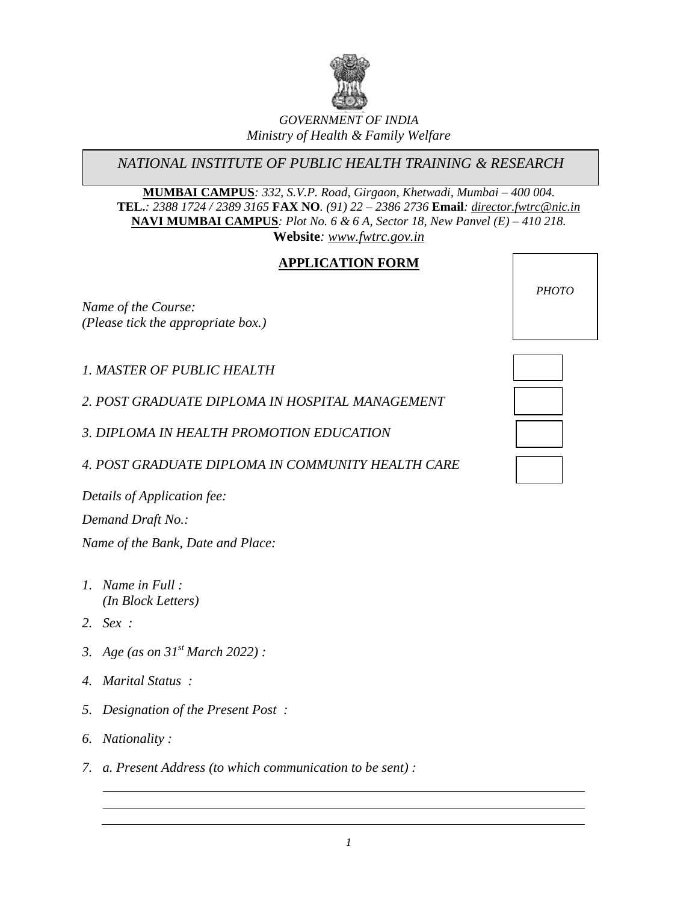*GOVERNMENT OF INDIA*
*Ministry of Health & Family Welfare*

# *NATIONAL INSTITUTE OF PUBLIC HEALTH TRAINING & RESEARCH*

**MUMBAI CAMPUS***: 332, S.V.P. Road, Girgaon, Khetwadi, Mumbai – 400 004.*
**TEL.***: 2388 1724 / 2389 3165* **FAX NO***. (91) 22 – 2386 2736* **Email***: director.fwtrc@nic.in*
**NAVI MUMBAI CAMPUS***: Plot No. 6 & 6 A, Sector 18, New Panvel (E) – 410 218.*
**Website***: www.fwtrc.gov.in*

## APPLICATION FORM

*PHOTO*

*Name of the Course:*
*(Please tick the appropriate box.)*

*1. MASTER OF PUBLIC HEALTH* ☐

*2. POST GRADUATE DIPLOMA IN HOSPITAL MANAGEMENT* ☐

*3. DIPLOMA IN HEALTH PROMOTION EDUCATION* ☐

*4. POST GRADUATE DIPLOMA IN COMMUNITY HEALTH CARE* ☐

*Details of Application fee:*

*Demand Draft No.:*

*Name of the Bank, Date and Place:*

1. *Name in Full :*
   *(In Block Letters)*
2. *Sex :*
3. *Age (as on 31st March 2022) :*
4. *Marital Status :*
5. *Designation of the Present Post :*
6. *Nationality :*
7. *a. Present Address (to which communication to be sent) :*

____________________________________________

____________________________________________

____________________________________________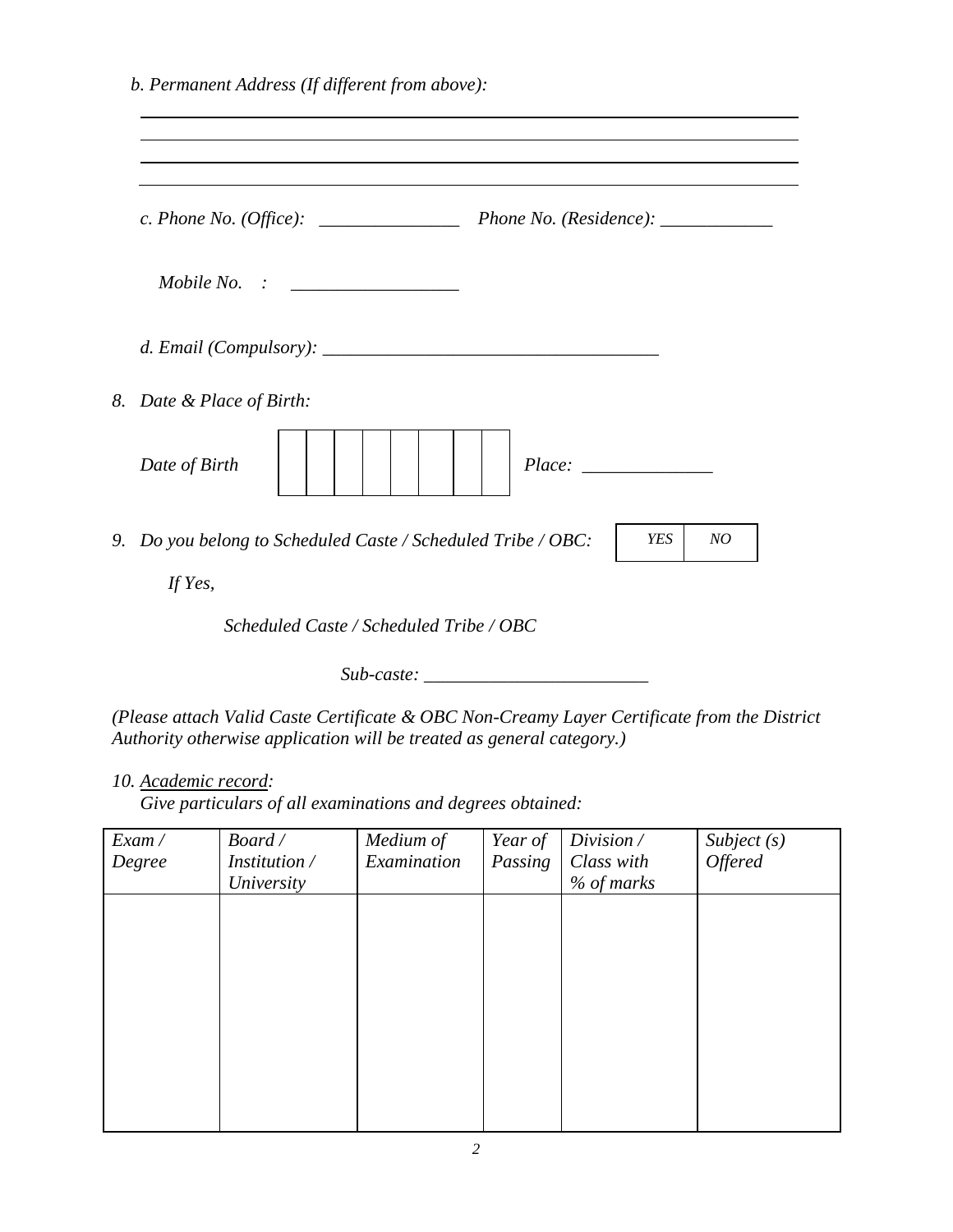*b. Permanent Address (If different from above):*

\_\_\_\_\_\_\_\_\_\_\_\_\_\_\_\_\_\_\_\_\_\_\_\_\_\_\_\_\_\_\_\_\_\_\_\_\_\_\_\_\_\_\_\_\_\_\_\_\_\_\_\_\_\_\_\_\_\_\_\_\_\_\_\_\_\_\_\_

\_\_\_\_\_\_\_\_\_\_\_\_\_\_\_\_\_\_\_\_\_\_\_\_\_\_\_\_\_\_\_\_\_\_\_\_\_\_\_\_\_\_\_\_\_\_\_\_\_\_\_\_\_\_\_\_\_\_\_\_\_\_\_\_\_\_\_\_

\_\_\_\_\_\_\_\_\_\_\_\_\_\_\_\_\_\_\_\_\_\_\_\_\_\_\_\_\_\_\_\_\_\_\_\_\_\_\_\_\_\_\_\_\_\_\_\_\_\_\_\_\_\_\_\_\_\_\_\_\_\_\_\_\_\_\_\_

\_\_\_\_\_\_\_\_\_\_\_\_\_\_\_\_\_\_\_\_\_\_\_\_\_\_\_\_\_\_\_\_\_\_\_\_\_\_\_\_\_\_\_\_\_\_\_\_\_\_\_\_\_\_\_\_\_\_\_\_\_\_\_\_\_\_\_\_

*c. Phone No. (Office):* \_\_\_\_\_\_\_\_\_\_\_\_\_\_\_ *Phone No. (Residence):* \_\_\_\_\_\_\_\_\_\_\_\_

*Mobile No. :* \_\_\_\_\_\_\_\_\_\_\_\_\_\_\_\_\_\_

*d. Email (Compulsory):* \_\_\_\_\_\_\_\_\_\_\_\_\_\_\_\_\_\_\_\_\_\_\_\_\_\_\_\_\_\_\_\_\_\_\_\_

*8. Date & Place of Birth:*

*Date of Birth* | | | | | | | | | *Place:* \_\_\_\_\_\_\_\_\_\_\_\_\_\_

*9. Do you belong to Scheduled Caste / Scheduled Tribe / OBC:* | YES | NO |

*If Yes,*

*Scheduled Caste / Scheduled Tribe / OBC*

*Sub-caste:* \_\_\_\_\_\_\_\_\_\_\_\_\_\_\_\_\_\_\_\_\_\_\_\_

*(Please attach Valid Caste Certificate & OBC Non-Creamy Layer Certificate from the District Authority otherwise application will be treated as general category.)*

*10. Academic record:*
*Give particulars of all examinations and degrees obtained:*

| Exam / Degree | Board / Institution / University | Medium of Examination | Year of Passing | Division / Class with % of marks | Subject (s) Offered |
|---|---|---|---|---|---|
| | | | | | |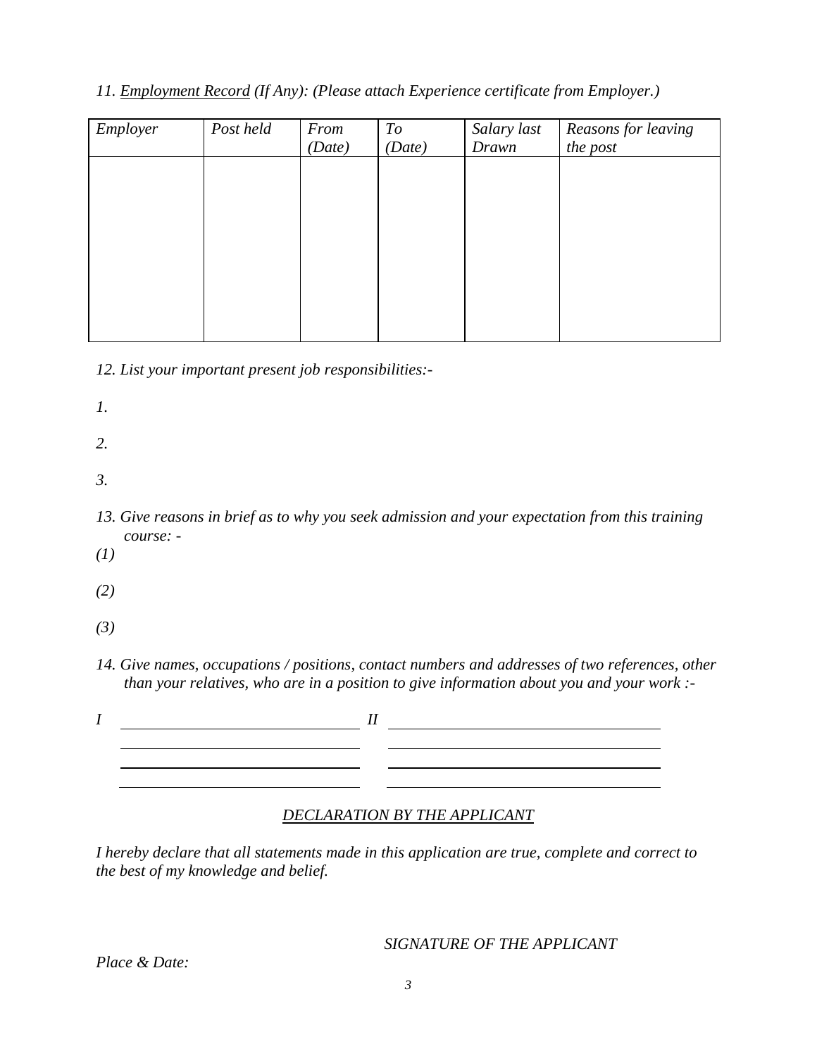*11. <u>Employment Record</u> (If Any): (Please attach Experience certificate from Employer.)*

| *Employer* | *Post held* | *From (Date)* | *To (Date)* | *Salary last Drawn* | *Reasons for leaving the post* |
|---|---|---|---|---|---|
| | | | | | |

*12. List your important present job responsibilities:-*

*1.*

*2.*

*3.*

*13. Give reasons in brief as to why you seek admission and your expectation from this training course: -*

*(1)*

*(2)*

*(3)*

*14. Give names, occupations / positions, contact numbers and addresses of two references, other than your relatives, who are in a position to give information about you and your work :-*

*I* ______________________________ *II* ______________________________

______________________________ ______________________________

______________________________ ______________________________

______________________________ ______________________________

## *<u>DECLARATION BY THE APPLICANT</u>*

*I hereby declare that all statements made in this application are true, complete and correct to the best of my knowledge and belief.*

*SIGNATURE OF THE APPLICANT*

*Place & Date:*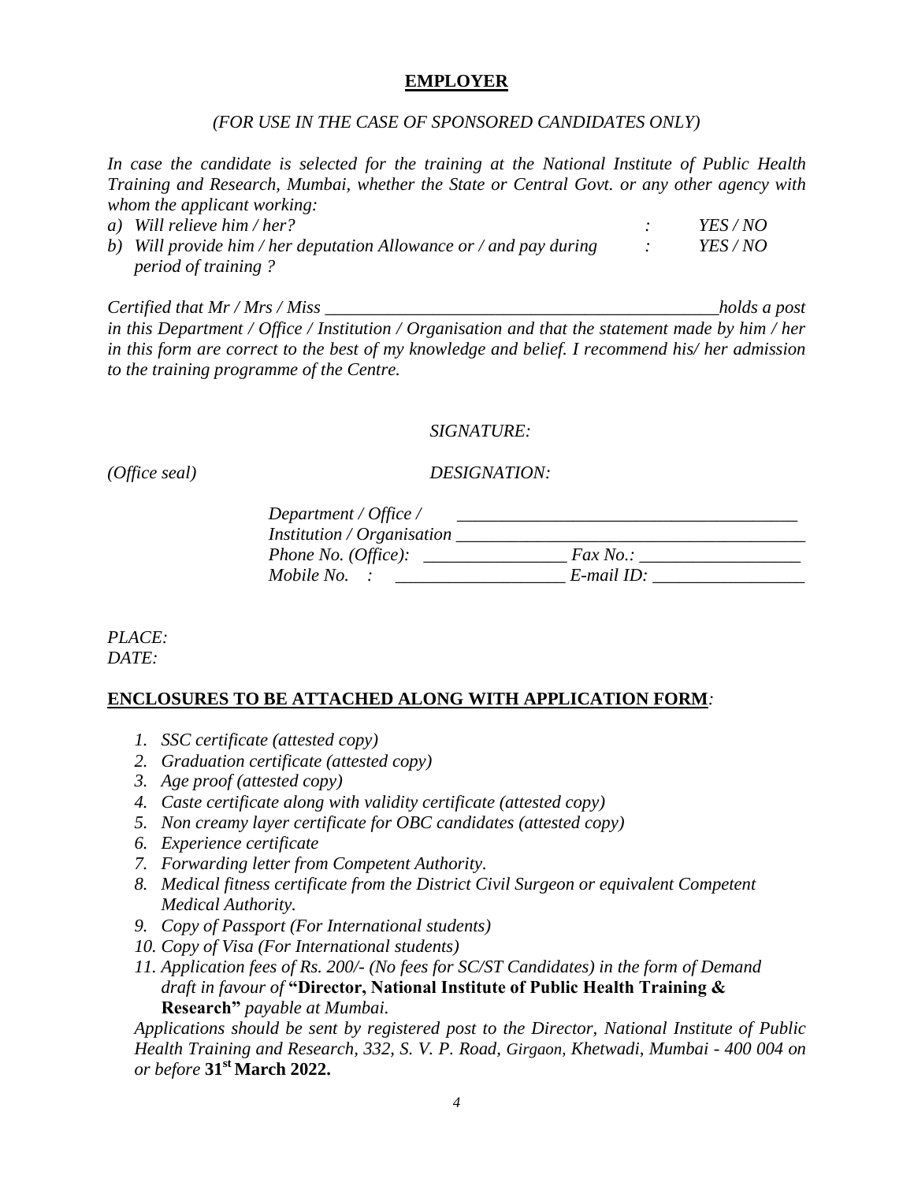## EMPLOYER

*(FOR USE IN THE CASE OF SPONSORED CANDIDATES ONLY)*

*In case the candidate is selected for the training at the National Institute of Public Health Training and Research, Mumbai, whether the State or Central Govt. or any other agency with whom the applicant working:*

*a) Will relieve him / her? : YES / NO*

*b) Will provide him / her deputation Allowance or / and pay during period of training ? : YES / NO*

*Certified that Mr / Mrs / Miss ______________________________________________holds a post in this Department / Office / Institution / Organisation and that the statement made by him / her in this form are correct to the best of my knowledge and belief. I recommend his/ her admission to the training programme of the Centre.*

*SIGNATURE:*

*(Office seal)* *DESIGNATION:*

*Department / Office / Institution / Organisation* ________________________________________

*Phone No. (Office):* ________________ *Fax No.:* __________________

*Mobile No. :* ___________________ *E-mail ID:* _________________

*PLACE:*
*DATE:*

## ENCLOSURES TO BE ATTACHED ALONG WITH APPLICATION FORM:

1. *SSC certificate (attested copy)*
2. *Graduation certificate (attested copy)*
3. *Age proof (attested copy)*
4. *Caste certificate along with validity certificate (attested copy)*
5. *Non creamy layer certificate for OBC candidates (attested copy)*
6. *Experience certificate*
7. *Forwarding letter from Competent Authority.*
8. *Medical fitness certificate from the District Civil Surgeon or equivalent Competent Medical Authority.*
9. *Copy of Passport (For International students)*
10. *Copy of Visa (For International students)*
11. *Application fees of Rs. 200/- (No fees for SC/ST Candidates) in the form of Demand draft in favour of* **"Director, National Institute of Public Health Training & Research"** *payable at Mumbai.*

*Applications should be sent by registered post to the Director, National Institute of Public Health Training and Research, 332, S. V. P. Road, Girgaon, Khetwadi, Mumbai - 400 004 on or before* **31st March 2022.**